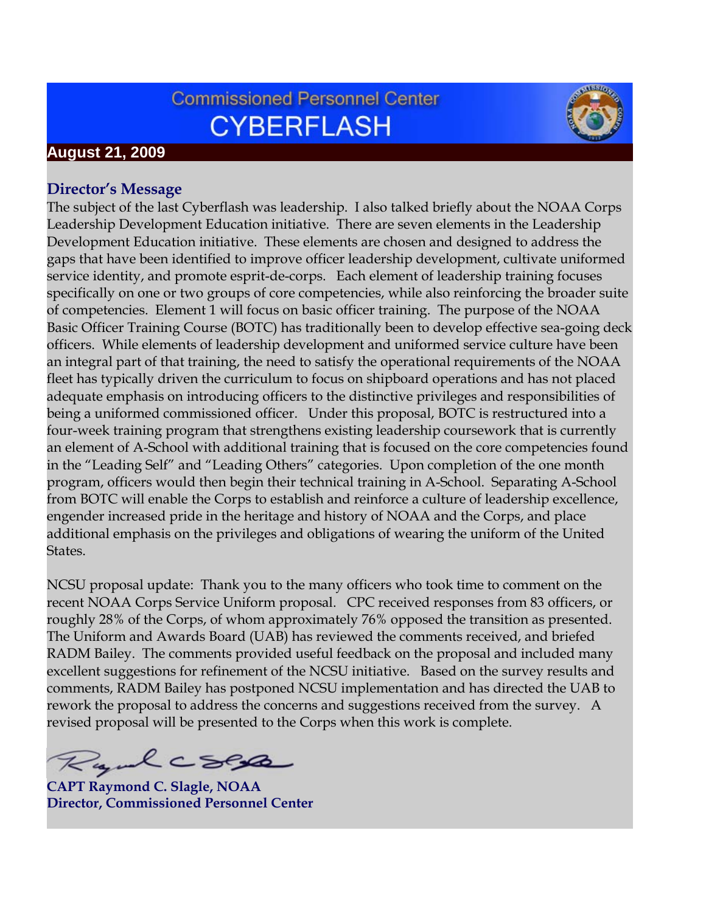# Commissioned Personnel Center CYBERFLASH

**August 21, 2009**

## Director's Message

The subject of the last Cyberflash was leadership. I also talked briefly about the NOAA Corps Leadership Development Education initiative. There are seven elements in the Leadership Development Education initiative. These elements are chosen and designed to address the gaps that have been identified to improve officer leadership development, cultivate uniformed service identity, and promote esprit-de-corps. Each element of leadership training focuses specifically on one or two groups of core competencies, while also reinforcing the broader suite of competencies. Element 1 will focus on basic officer training. The purpose of the NOAA Basic Officer Training Course (BOTC) has traditionally been to develop effective sea-going deck officers. While elements of leadership development and uniformed service culture have been an integral part of that training, the need to satisfy the operational requirements of the NOAA fleet has typically driven the curriculum to focus on shipboard operations and has not placed adequate emphasis on introducing officers to the distinctive privileges and responsibilities of being a uniformed commissioned officer. Under this proposal, BOTC is restructured into a four-week training program that strengthens existing leadership coursework that is currently an element of A-School with additional training that is focused on the core competencies found in the "Leading Self" and "Leading Others" categories. Upon completion of the one month program, officers would then begin their technical training in A-School. Separating A-School from BOTC will enable the Corps to establish and reinforce a culture of leadership excellence, engender increased pride in the heritage and history of NOAA and the Corps, and place additional emphasis on the privileges and obligations of wearing the uniform of the United States.

NCSU proposal update: Thank you to the many officers who took time to comment on the recent NOAA Corps Service Uniform proposal. CPC received responses from 83 officers, or roughly 28% of the Corps, of whom approximately 76% opposed the transition as presented. The Uniform and Awards Board (UAB) has reviewed the comments received, and briefed RADM Bailey. The comments provided useful feedback on the proposal and included many excellent suggestions for refinement of the NCSU initiative. Based on the survey results and comments, RADM Bailey has postponed NCSU implementation and has directed the UAB to rework the proposal to address the concerns and suggestions received from the survey. A revised proposal will be presented to the Corps when this work is complete.

**CAPT Raymond C. Slagle, NOAA**
**Director, Commissioned Personnel Center**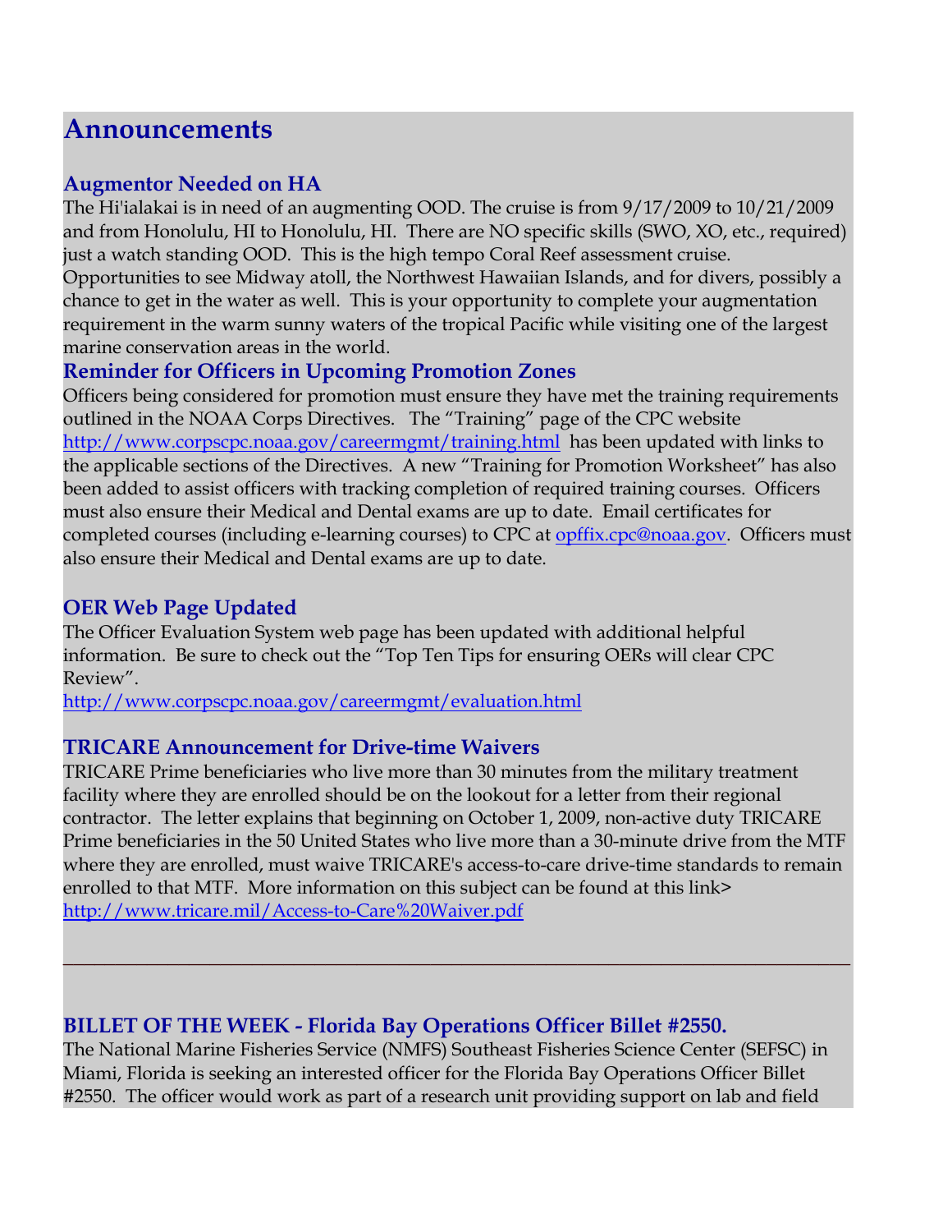# Announcements

### Augmentor Needed on HA

The Hi'ialakai is in need of an augmenting OOD. The cruise is from 9/17/2009 to 10/21/2009 and from Honolulu, HI to Honolulu, HI. There are NO specific skills (SWO, XO, etc., required) just a watch standing OOD. This is the high tempo Coral Reef assessment cruise. Opportunities to see Midway atoll, the Northwest Hawaiian Islands, and for divers, possibly a chance to get in the water as well. This is your opportunity to complete your augmentation requirement in the warm sunny waters of the tropical Pacific while visiting one of the largest marine conservation areas in the world.

### Reminder for Officers in Upcoming Promotion Zones

Officers being considered for promotion must ensure they have met the training requirements outlined in the NOAA Corps Directives. The "Training" page of the CPC website http://www.corpscpc.noaa.gov/careermgmt/training.html has been updated with links to the applicable sections of the Directives. A new "Training for Promotion Worksheet" has also been added to assist officers with tracking completion of required training courses. Officers must also ensure their Medical and Dental exams are up to date. Email certificates for completed courses (including e-learning courses) to CPC at opffix.cpc@noaa.gov. Officers must also ensure their Medical and Dental exams are up to date.

### OER Web Page Updated

The Officer Evaluation System web page has been updated with additional helpful information. Be sure to check out the "Top Ten Tips for ensuring OERs will clear CPC Review".
http://www.corpscpc.noaa.gov/careermgmt/evaluation.html

### TRICARE Announcement for Drive-time Waivers

TRICARE Prime beneficiaries who live more than 30 minutes from the military treatment facility where they are enrolled should be on the lookout for a letter from their regional contractor. The letter explains that beginning on October 1, 2009, non-active duty TRICARE Prime beneficiaries in the 50 United States who live more than a 30-minute drive from the MTF where they are enrolled, must waive TRICARE's access-to-care drive-time standards to remain enrolled to that MTF. More information on this subject can be found at this link> http://www.tricare.mil/Access-to-Care%20Waiver.pdf

---

### BILLET OF THE WEEK - Florida Bay Operations Officer Billet #2550.

The National Marine Fisheries Service (NMFS) Southeast Fisheries Science Center (SEFSC) in Miami, Florida is seeking an interested officer for the Florida Bay Operations Officer Billet #2550. The officer would work as part of a research unit providing support on lab and field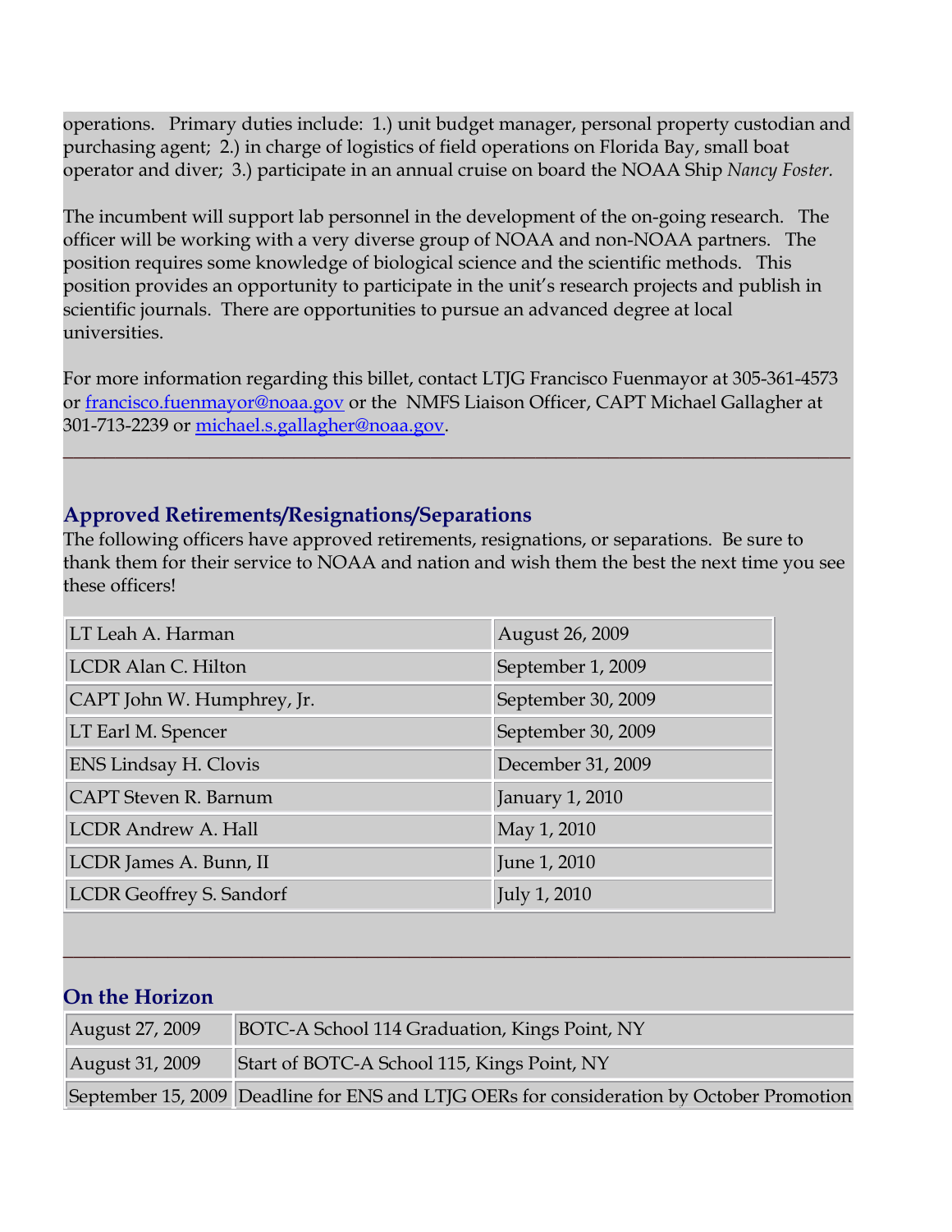operations. Primary duties include: 1.) unit budget manager, personal property custodian and purchasing agent; 2.) in charge of logistics of field operations on Florida Bay, small boat operator and diver; 3.) participate in an annual cruise on board the NOAA Ship *Nancy Foster.*

The incumbent will support lab personnel in the development of the on-going research. The officer will be working with a very diverse group of NOAA and non-NOAA partners. The position requires some knowledge of biological science and the scientific methods. This position provides an opportunity to participate in the unit's research projects and publish in scientific journals. There are opportunities to pursue an advanced degree at local universities.

For more information regarding this billet, contact LTJG Francisco Fuenmayor at 305-361-4573 or francisco.fuenmayor@noaa.gov or the NMFS Liaison Officer, CAPT Michael Gallagher at 301-713-2239 or michael.s.gallagher@noaa.gov.

---

## Approved Retirements/Resignations/Separations

The following officers have approved retirements, resignations, or separations. Be sure to thank them for their service to NOAA and nation and wish them the best the next time you see these officers!

| | |
|---|---|
| LT Leah A. Harman | August 26, 2009 |
| LCDR Alan C. Hilton | September 1, 2009 |
| CAPT John W. Humphrey, Jr. | September 30, 2009 |
| LT Earl M. Spencer | September 30, 2009 |
| ENS Lindsay H. Clovis | December 31, 2009 |
| CAPT Steven R. Barnum | January 1, 2010 |
| LCDR Andrew A. Hall | May 1, 2010 |
| LCDR James A. Bunn, II | June 1, 2010 |
| LCDR Geoffrey S. Sandorf | July 1, 2010 |

---

## On the Horizon

| | |
|---|---|
| August 27, 2009 | BOTC-A School 114 Graduation, Kings Point, NY |
| August 31, 2009 | Start of BOTC-A School 115, Kings Point, NY |
| September 15, 2009 | Deadline for ENS and LTJG OERs for consideration by October Promotion |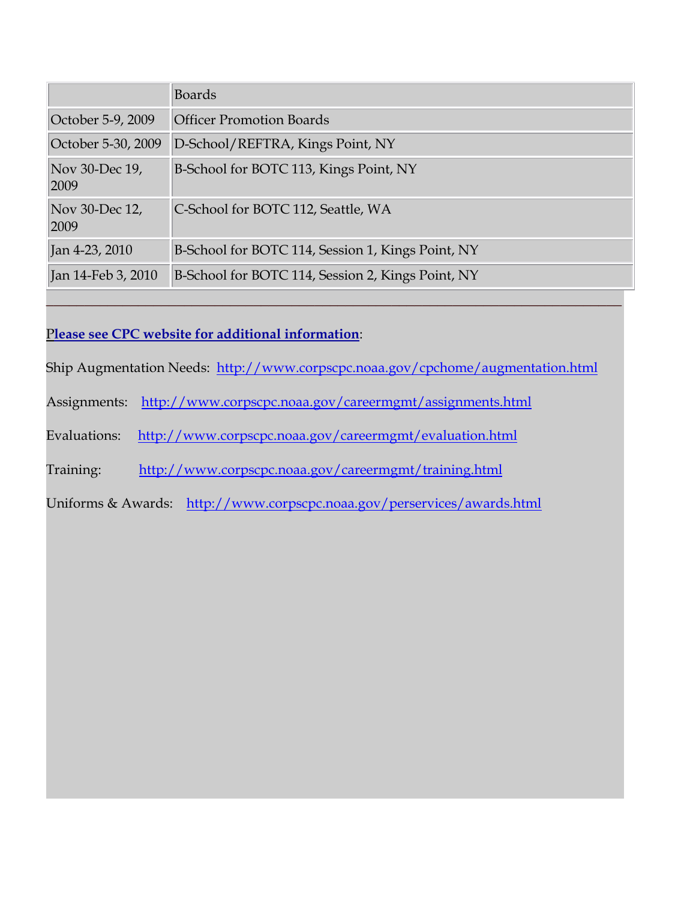| | Boards |
|---|---|
| October 5-9, 2009 | Officer Promotion Boards |
| October 5-30, 2009 | D-School/REFTRA, Kings Point, NY |
| Nov 30-Dec 19, 2009 | B-School for BOTC 113, Kings Point, NY |
| Nov 30-Dec 12, 2009 | C-School for BOTC 112, Seattle, WA |
| Jan 4-23, 2010 | B-School for BOTC 114, Session 1, Kings Point, NY |
| Jan 14-Feb 3, 2010 | B-School for BOTC 114, Session 2, Kings Point, NY |

---

**Please see CPC website for additional information**:

Ship Augmentation Needs: http://www.corpscpc.noaa.gov/cpchome/augmentation.html

Assignments: http://www.corpscpc.noaa.gov/careermgmt/assignments.html

Evaluations: http://www.corpscpc.noaa.gov/careermgmt/evaluation.html

Training: http://www.corpscpc.noaa.gov/careermgmt/training.html

Uniforms & Awards: http://www.corpscpc.noaa.gov/perservices/awards.html